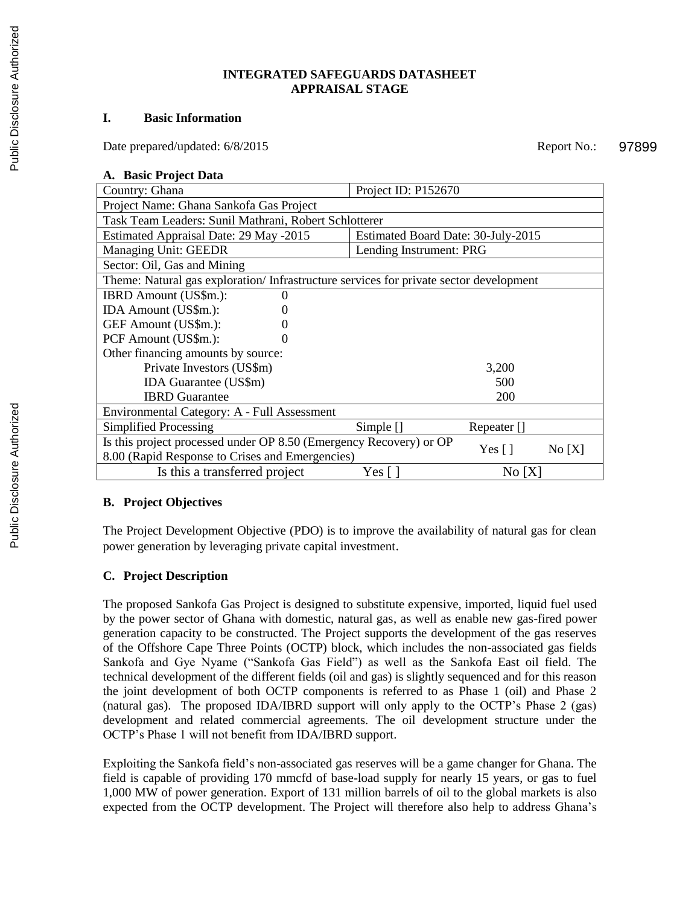**INTEGRATED SAFEGUARDS DATASHEET**
**APPRAISAL STAGE**

## I. Basic Information

Date prepared/updated: 6/8/2015 Report No.: 97899

### A. Basic Project Data

| Country: Ghana | Project ID: P152670 | |
|---|---|---|
| Project Name: Ghana Sankofa Gas Project | | |
| Task Team Leaders: Sunil Mathrani, Robert Schlotterer | | |
| Estimated Appraisal Date: 29 May -2015 | Estimated Board Date: 30-July-2015 | |
| Managing Unit: GEEDR | Lending Instrument: PRG | |
| Sector: Oil, Gas and Mining | | |
| Theme: Natural gas exploration/ Infrastructure services for private sector development | | |
| IBRD Amount (US$m.): 0 | | |
| IDA Amount (US$m.): 0 | | |
| GEF Amount (US$m.): 0 | | |
| PCF Amount (US$m.): 0 | | |
| Other financing amounts by source: | | |
| Private Investors (US$m) | 3,200 | |
| IDA Guarantee (US$m) | 500 | |
| IBRD Guarantee | 200 | |
| Environmental Category: A - Full Assessment | | |
| Simplified Processing | Simple [] | Repeater [] |
| Is this project processed under OP 8.50 (Emergency Recovery) or OP 8.00 (Rapid Response to Crises and Emergencies) | Yes [ ] | No [X] |
| Is this a transferred project | Yes [ ] | No [X] |

### B. Project Objectives

The Project Development Objective (PDO) is to improve the availability of natural gas for clean power generation by leveraging private capital investment.

### C. Project Description

The proposed Sankofa Gas Project is designed to substitute expensive, imported, liquid fuel used by the power sector of Ghana with domestic, natural gas, as well as enable new gas-fired power generation capacity to be constructed. The Project supports the development of the gas reserves of the Offshore Cape Three Points (OCTP) block, which includes the non-associated gas fields Sankofa and Gye Nyame ("Sankofa Gas Field") as well as the Sankofa East oil field. The technical development of the different fields (oil and gas) is slightly sequenced and for this reason the joint development of both OCTP components is referred to as Phase 1 (oil) and Phase 2 (natural gas). The proposed IDA/IBRD support will only apply to the OCTP's Phase 2 (gas) development and related commercial agreements. The oil development structure under the OCTP's Phase 1 will not benefit from IDA/IBRD support.

Exploiting the Sankofa field's non-associated gas reserves will be a game changer for Ghana. The field is capable of providing 170 mmcfd of base-load supply for nearly 15 years, or gas to fuel 1,000 MW of power generation. Export of 131 million barrels of oil to the global markets is also expected from the OCTP development. The Project will therefore also help to address Ghana's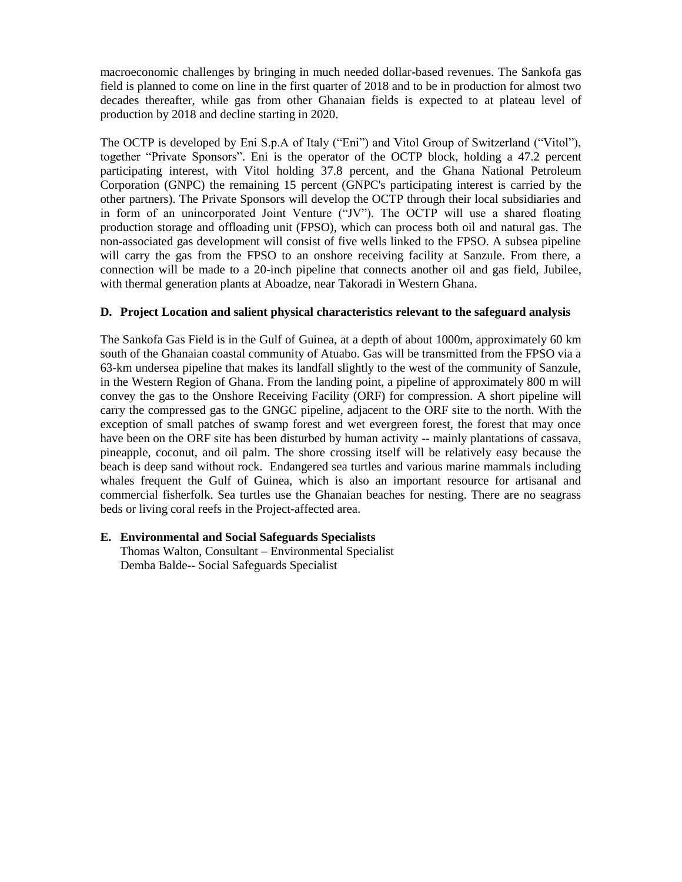macroeconomic challenges by bringing in much needed dollar-based revenues. The Sankofa gas field is planned to come on line in the first quarter of 2018 and to be in production for almost two decades thereafter, while gas from other Ghanaian fields is expected to at plateau level of production by 2018 and decline starting in 2020.

The OCTP is developed by Eni S.p.A of Italy ("Eni") and Vitol Group of Switzerland ("Vitol"), together "Private Sponsors". Eni is the operator of the OCTP block, holding a 47.2 percent participating interest, with Vitol holding 37.8 percent, and the Ghana National Petroleum Corporation (GNPC) the remaining 15 percent (GNPC's participating interest is carried by the other partners). The Private Sponsors will develop the OCTP through their local subsidiaries and in form of an unincorporated Joint Venture ("JV"). The OCTP will use a shared floating production storage and offloading unit (FPSO), which can process both oil and natural gas. The non-associated gas development will consist of five wells linked to the FPSO. A subsea pipeline will carry the gas from the FPSO to an onshore receiving facility at Sanzule. From there, a connection will be made to a 20-inch pipeline that connects another oil and gas field, Jubilee, with thermal generation plants at Aboadze, near Takoradi in Western Ghana.

**D. Project Location and salient physical characteristics relevant to the safeguard analysis**

The Sankofa Gas Field is in the Gulf of Guinea, at a depth of about 1000m, approximately 60 km south of the Ghanaian coastal community of Atuabo. Gas will be transmitted from the FPSO via a 63-km undersea pipeline that makes its landfall slightly to the west of the community of Sanzule, in the Western Region of Ghana. From the landing point, a pipeline of approximately 800 m will convey the gas to the Onshore Receiving Facility (ORF) for compression. A short pipeline will carry the compressed gas to the GNGC pipeline, adjacent to the ORF site to the north. With the exception of small patches of swamp forest and wet evergreen forest, the forest that may once have been on the ORF site has been disturbed by human activity -- mainly plantations of cassava, pineapple, coconut, and oil palm. The shore crossing itself will be relatively easy because the beach is deep sand without rock. Endangered sea turtles and various marine mammals including whales frequent the Gulf of Guinea, which is also an important resource for artisanal and commercial fisherfolk. Sea turtles use the Ghanaian beaches for nesting. There are no seagrass beds or living coral reefs in the Project-affected area.

**E. Environmental and Social Safeguards Specialists**

Thomas Walton, Consultant – Environmental Specialist
Demba Balde-- Social Safeguards Specialist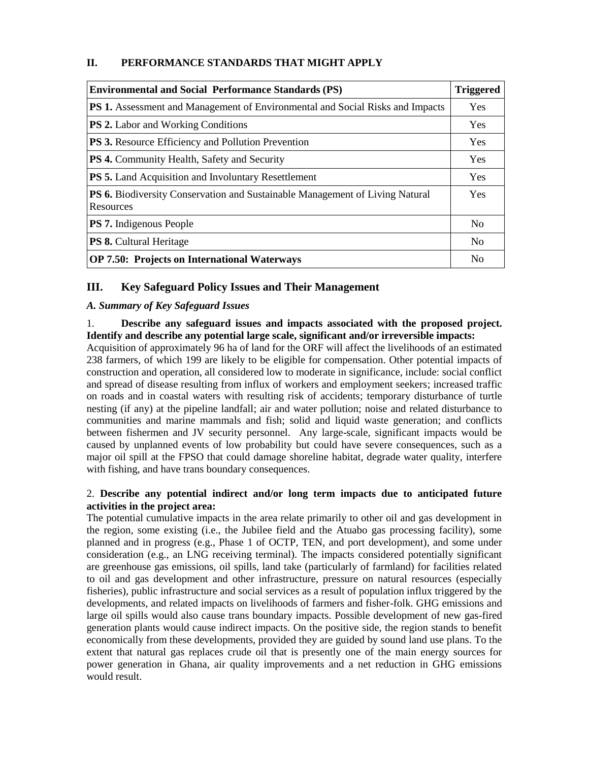## II. PERFORMANCE STANDARDS THAT MIGHT APPLY

| Environmental and Social Performance Standards (PS) | Triggered |
|---|---|
| **PS 1.** Assessment and Management of Environmental and Social Risks and Impacts | Yes |
| **PS 2.** Labor and Working Conditions | Yes |
| **PS 3.** Resource Efficiency and Pollution Prevention | Yes |
| **PS 4.** Community Health, Safety and Security | Yes |
| **PS 5.** Land Acquisition and Involuntary Resettlement | Yes |
| **PS 6.** Biodiversity Conservation and Sustainable Management of Living Natural Resources | Yes |
| **PS 7.** Indigenous People | No |
| **PS 8.** Cultural Heritage | No |
| **OP 7.50: Projects on International Waterways** | No |

## III. Key Safeguard Policy Issues and Their Management

### *A. Summary of Key Safeguard Issues*

1. **Describe any safeguard issues and impacts associated with the proposed project. Identify and describe any potential large scale, significant and/or irreversible impacts:**

Acquisition of approximately 96 ha of land for the ORF will affect the livelihoods of an estimated 238 farmers, of which 199 are likely to be eligible for compensation. Other potential impacts of construction and operation, all considered low to moderate in significance, include: social conflict and spread of disease resulting from influx of workers and employment seekers; increased traffic on roads and in coastal waters with resulting risk of accidents; temporary disturbance of turtle nesting (if any) at the pipeline landfall; air and water pollution; noise and related disturbance to communities and marine mammals and fish; solid and liquid waste generation; and conflicts between fishermen and JV security personnel. Any large-scale, significant impacts would be caused by unplanned events of low probability but could have severe consequences, such as a major oil spill at the FPSO that could damage shoreline habitat, degrade water quality, interfere with fishing, and have trans boundary consequences.

2. **Describe any potential indirect and/or long term impacts due to anticipated future activities in the project area:**

The potential cumulative impacts in the area relate primarily to other oil and gas development in the region, some existing (i.e., the Jubilee field and the Atuabo gas processing facility), some planned and in progress (e.g., Phase 1 of OCTP, TEN, and port development), and some under consideration (e.g., an LNG receiving terminal). The impacts considered potentially significant are greenhouse gas emissions, oil spills, land take (particularly of farmland) for facilities related to oil and gas development and other infrastructure, pressure on natural resources (especially fisheries), public infrastructure and social services as a result of population influx triggered by the developments, and related impacts on livelihoods of farmers and fisher-folk. GHG emissions and large oil spills would also cause trans boundary impacts. Possible development of new gas-fired generation plants would cause indirect impacts. On the positive side, the region stands to benefit economically from these developments, provided they are guided by sound land use plans. To the extent that natural gas replaces crude oil that is presently one of the main energy sources for power generation in Ghana, air quality improvements and a net reduction in GHG emissions would result.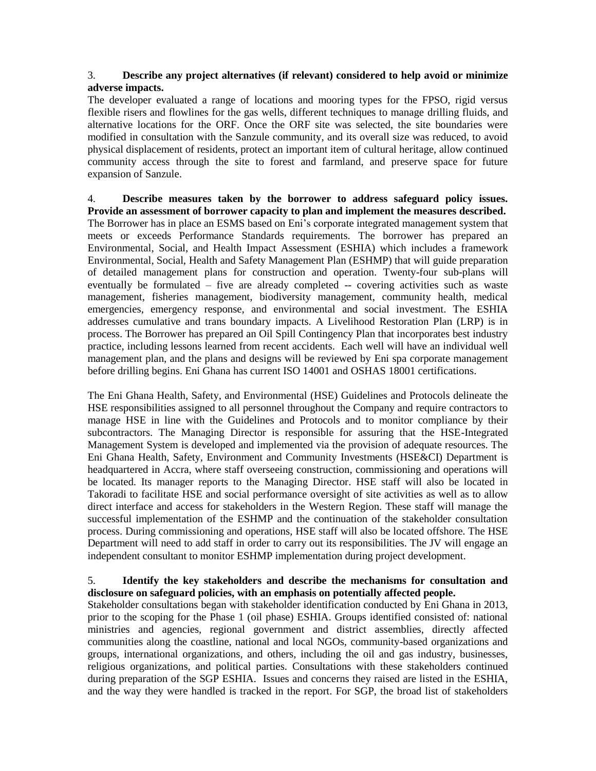3. **Describe any project alternatives (if relevant) considered to help avoid or minimize adverse impacts.**

The developer evaluated a range of locations and mooring types for the FPSO, rigid versus flexible risers and flowlines for the gas wells, different techniques to manage drilling fluids, and alternative locations for the ORF. Once the ORF site was selected, the site boundaries were modified in consultation with the Sanzule community, and its overall size was reduced, to avoid physical displacement of residents, protect an important item of cultural heritage, allow continued community access through the site to forest and farmland, and preserve space for future expansion of Sanzule.

4. **Describe measures taken by the borrower to address safeguard policy issues. Provide an assessment of borrower capacity to plan and implement the measures described.**

The Borrower has in place an ESMS based on Eni's corporate integrated management system that meets or exceeds Performance Standards requirements. The borrower has prepared an Environmental, Social, and Health Impact Assessment (ESHIA) which includes a framework Environmental, Social, Health and Safety Management Plan (ESHMP) that will guide preparation of detailed management plans for construction and operation. Twenty-four sub-plans will eventually be formulated – five are already completed -- covering activities such as waste management, fisheries management, biodiversity management, community health, medical emergencies, emergency response, and environmental and social investment. The ESHIA addresses cumulative and trans boundary impacts. A Livelihood Restoration Plan (LRP) is in process. The Borrower has prepared an Oil Spill Contingency Plan that incorporates best industry practice, including lessons learned from recent accidents. Each well will have an individual well management plan, and the plans and designs will be reviewed by Eni spa corporate management before drilling begins. Eni Ghana has current ISO 14001 and OSHAS 18001 certifications.

The Eni Ghana Health, Safety, and Environmental (HSE) Guidelines and Protocols delineate the HSE responsibilities assigned to all personnel throughout the Company and require contractors to manage HSE in line with the Guidelines and Protocols and to monitor compliance by their subcontractors. The Managing Director is responsible for assuring that the HSE-Integrated Management System is developed and implemented via the provision of adequate resources. The Eni Ghana Health, Safety, Environment and Community Investments (HSE&CI) Department is headquartered in Accra, where staff overseeing construction, commissioning and operations will be located. Its manager reports to the Managing Director. HSE staff will also be located in Takoradi to facilitate HSE and social performance oversight of site activities as well as to allow direct interface and access for stakeholders in the Western Region. These staff will manage the successful implementation of the ESHMP and the continuation of the stakeholder consultation process. During commissioning and operations, HSE staff will also be located offshore. The HSE Department will need to add staff in order to carry out its responsibilities. The JV will engage an independent consultant to monitor ESHMP implementation during project development.

5. **Identify the key stakeholders and describe the mechanisms for consultation and disclosure on safeguard policies, with an emphasis on potentially affected people.**

Stakeholder consultations began with stakeholder identification conducted by Eni Ghana in 2013, prior to the scoping for the Phase 1 (oil phase) ESHIA. Groups identified consisted of: national ministries and agencies, regional government and district assemblies, directly affected communities along the coastline, national and local NGOs, community-based organizations and groups, international organizations, and others, including the oil and gas industry, businesses, religious organizations, and political parties. Consultations with these stakeholders continued during preparation of the SGP ESHIA. Issues and concerns they raised are listed in the ESHIA, and the way they were handled is tracked in the report. For SGP, the broad list of stakeholders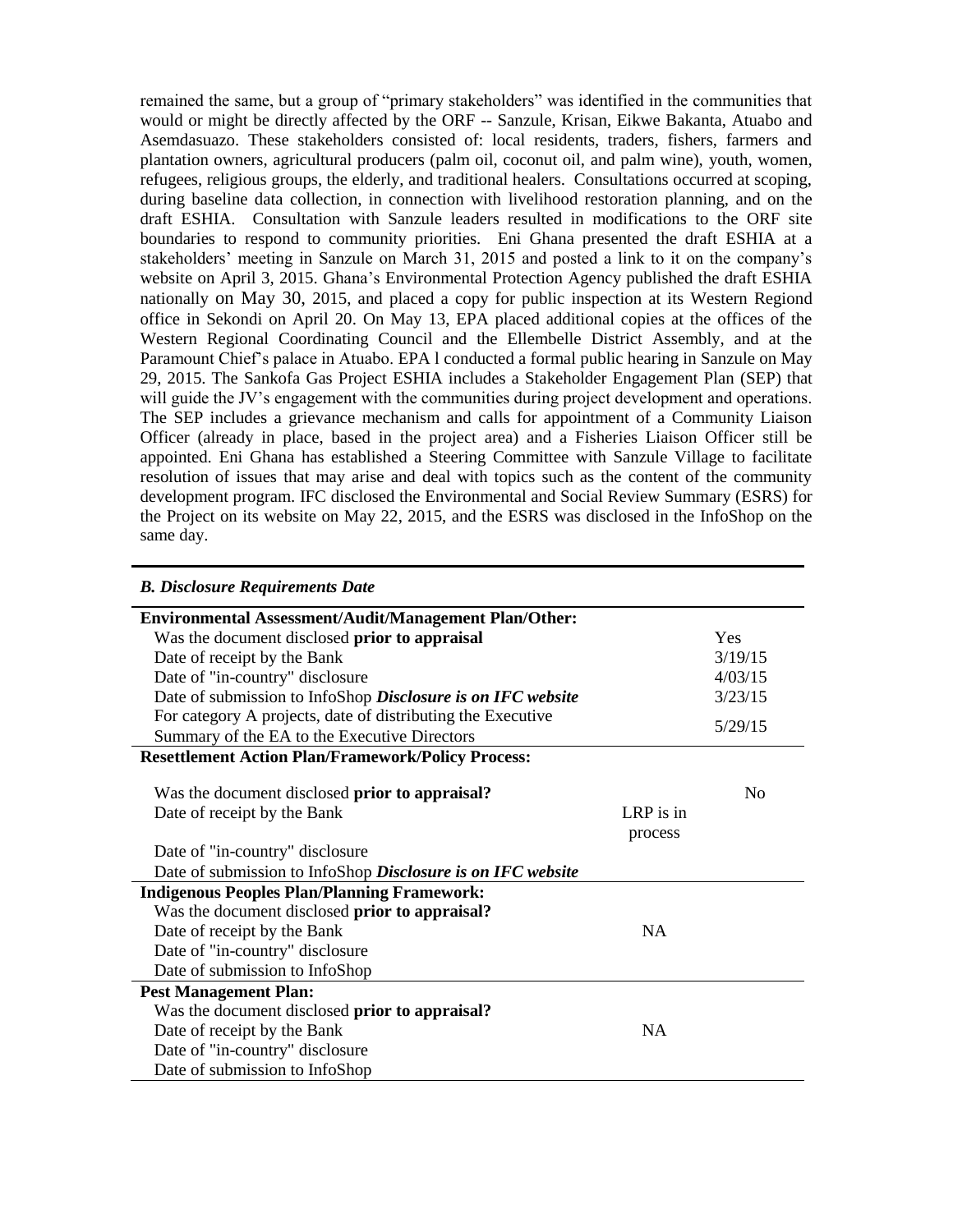remained the same, but a group of "primary stakeholders" was identified in the communities that would or might be directly affected by the ORF -- Sanzule, Krisan, Eikwe Bakanta, Atuabo and Asemdasuazo. These stakeholders consisted of: local residents, traders, fishers, farmers and plantation owners, agricultural producers (palm oil, coconut oil, and palm wine), youth, women, refugees, religious groups, the elderly, and traditional healers. Consultations occurred at scoping, during baseline data collection, in connection with livelihood restoration planning, and on the draft ESHIA. Consultation with Sanzule leaders resulted in modifications to the ORF site boundaries to respond to community priorities. Eni Ghana presented the draft ESHIA at a stakeholders' meeting in Sanzule on March 31, 2015 and posted a link to it on the company's website on April 3, 2015. Ghana's Environmental Protection Agency published the draft ESHIA nationally on May 30, 2015, and placed a copy for public inspection at its Western Regiond office in Sekondi on April 20. On May 13, EPA placed additional copies at the offices of the Western Regional Coordinating Council and the Ellembelle District Assembly, and at the Paramount Chief's palace in Atuabo. EPA l conducted a formal public hearing in Sanzule on May 29, 2015. The Sankofa Gas Project ESHIA includes a Stakeholder Engagement Plan (SEP) that will guide the JV's engagement with the communities during project development and operations. The SEP includes a grievance mechanism and calls for appointment of a Community Liaison Officer (already in place, based in the project area) and a Fisheries Liaison Officer still be appointed. Eni Ghana has established a Steering Committee with Sanzule Village to facilitate resolution of issues that may arise and deal with topics such as the content of the community development program. IFC disclosed the Environmental and Social Review Summary (ESRS) for the Project on its website on May 22, 2015, and the ESRS was disclosed in the InfoShop on the same day.

### *B. Disclosure Requirements Date*

| | | |
|---|---|---|
| **Environmental Assessment/Audit/Management Plan/Other:** | | |
| Was the document disclosed **prior to appraisal** | | Yes |
| Date of receipt by the Bank | | 3/19/15 |
| Date of "in-country" disclosure | | 4/03/15 |
| Date of submission to InfoShop ***Disclosure is on IFC website*** | | 3/23/15 |
| For category A projects, date of distributing the Executive Summary of the EA to the Executive Directors | | 5/29/15 |
| **Resettlement Action Plan/Framework/Policy Process:** | | |
| Was the document disclosed **prior to appraisal?** | | No |
| Date of receipt by the Bank | LRP is in process | |
| Date of "in-country" disclosure | | |
| Date of submission to InfoShop ***Disclosure is on IFC website*** | | |
| **Indigenous Peoples Plan/Planning Framework:** | | |
| Was the document disclosed **prior to appraisal?** | | |
| Date of receipt by the Bank | NA | |
| Date of "in-country" disclosure | | |
| Date of submission to InfoShop | | |
| **Pest Management Plan:** | | |
| Was the document disclosed **prior to appraisal?** | | |
| Date of receipt by the Bank | NA | |
| Date of "in-country" disclosure | | |
| Date of submission to InfoShop | | |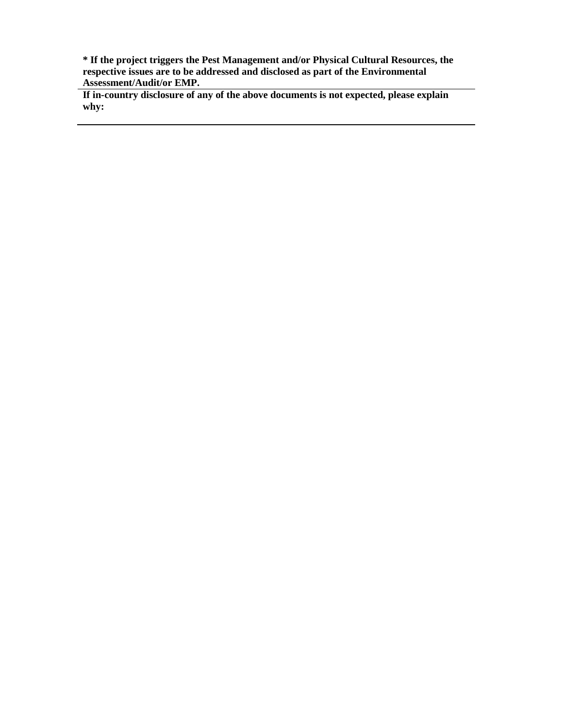**\* If the project triggers the Pest Management and/or Physical Cultural Resources, the respective issues are to be addressed and disclosed as part of the Environmental Assessment/Audit/or EMP.**

**If in-country disclosure of any of the above documents is not expected, please explain why:**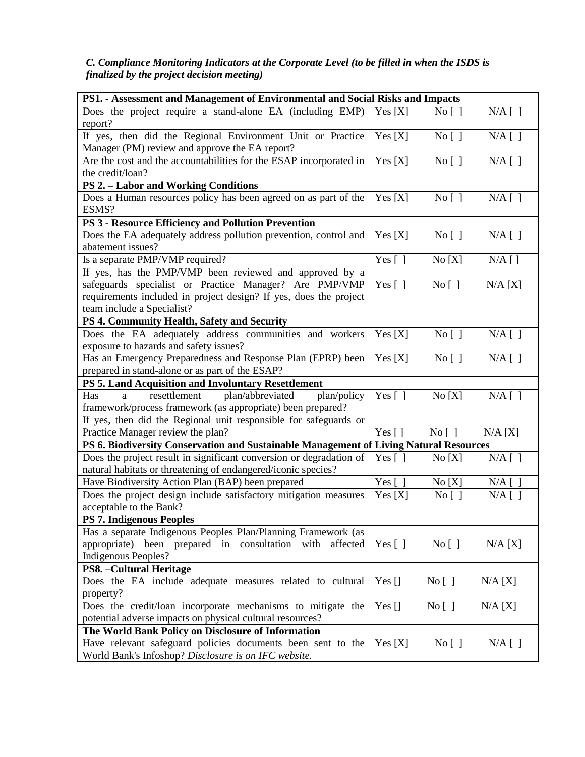*C. Compliance Monitoring Indicators at the Corporate Level (to be filled in when the ISDS is finalized by the project decision meeting)*

| **PS1. - Assessment and Management of Environmental and Social Risks and Impacts** | | | |
|---|---|---|---|
| Does the project require a stand-alone EA (including EMP) report? | Yes [X] | No [ ] | N/A [ ] |
| If yes, then did the Regional Environment Unit or Practice Manager (PM) review and approve the EA report? | Yes [X] | No [ ] | N/A [ ] |
| Are the cost and the accountabilities for the ESAP incorporated in the credit/loan? | Yes [X] | No [ ] | N/A [ ] |
| **PS 2. – Labor and Working Conditions** | | | |
| Does a Human resources policy has been agreed on as part of the ESMS? | Yes [X] | No [ ] | N/A [ ] |
| **PS 3 - Resource Efficiency and Pollution Prevention** | | | |
| Does the EA adequately address pollution prevention, control and abatement issues? | Yes [X] | No [ ] | N/A [ ] |
| Is a separate PMP/VMP required? | Yes [ ] | No [X] | N/A [ ] |
| If yes, has the PMP/VMP been reviewed and approved by a safeguards specialist or Practice Manager? Are PMP/VMP requirements included in project design? If yes, does the project team include a Specialist? | Yes [ ] | No [ ] | N/A [X] |
| **PS 4. Community Health, Safety and Security** | | | |
| Does the EA adequately address communities and workers exposure to hazards and safety issues? | Yes [X] | No [ ] | N/A [ ] |
| Has an Emergency Preparedness and Response Plan (EPRP) been prepared in stand-alone or as part of the ESAP? | Yes [X] | No [ ] | N/A [ ] |
| **PS 5. Land Acquisition and Involuntary Resettlement** | | | |
| Has a resettlement plan/abbreviated plan/policy framework/process framework (as appropriate) been prepared? | Yes [ ] | No [X] | N/A [ ] |
| If yes, then did the Regional unit responsible for safeguards or Practice Manager review the plan? | Yes [ ] | No [ ] | N/A [X] |
| **PS 6. Biodiversity Conservation and Sustainable Management of Living Natural Resources** | | | |
| Does the project result in significant conversion or degradation of natural habitats or threatening of endangered/iconic species? | Yes [ ] | No [X] | N/A [ ] |
| Have Biodiversity Action Plan (BAP) been prepared | Yes [ ] | No [X] | N/A [ ] |
| Does the project design include satisfactory mitigation measures acceptable to the Bank? | Yes [X] | No [ ] | N/A [ ] |
| **PS 7. Indigenous Peoples** | | | |
| Has a separate Indigenous Peoples Plan/Planning Framework (as appropriate) been prepared in consultation with affected Indigenous Peoples? | Yes [ ] | No [ ] | N/A [X] |
| **PS8. –Cultural Heritage** | | | |
| Does the EA include adequate measures related to cultural property? | Yes [] | No [ ] | N/A [X] |
| Does the credit/loan incorporate mechanisms to mitigate the potential adverse impacts on physical cultural resources? | Yes [] | No [ ] | N/A [X] |
| **The World Bank Policy on Disclosure of Information** | | | |
| Have relevant safeguard policies documents been sent to the World Bank's Infoshop? *Disclosure is on IFC website.* | Yes [X] | No [ ] | N/A [ ] |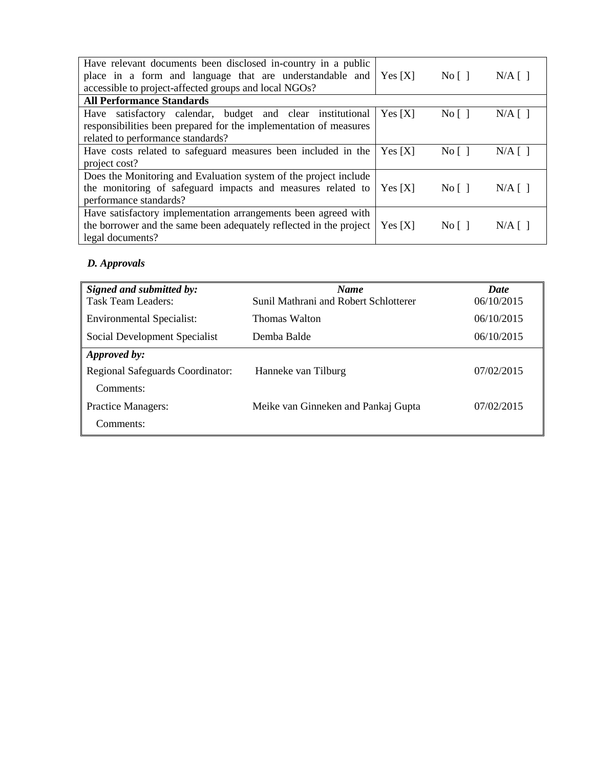| | | | |
|---|---|---|---|
| Have relevant documents been disclosed in-country in a public place in a form and language that are understandable and accessible to project-affected groups and local NGOs? | Yes [X] | No [ ] | N/A [ ] |
| **All Performance Standards** | | | |
| Have satisfactory calendar, budget and clear institutional responsibilities been prepared for the implementation of measures related to performance standards? | Yes [X] | No [ ] | N/A [ ] |
| Have costs related to safeguard measures been included in the project cost? | Yes [X] | No [ ] | N/A [ ] |
| Does the Monitoring and Evaluation system of the project include the monitoring of safeguard impacts and measures related to performance standards? | Yes [X] | No [ ] | N/A [ ] |
| Have satisfactory implementation arrangements been agreed with the borrower and the same been adequately reflected in the project legal documents? | Yes [X] | No [ ] | N/A [ ] |

### *D. Approvals*

| ***Signed and submitted by:*** | ***Name*** | ***Date*** |
|---|---|---|
| Task Team Leaders: | Sunil Mathrani and Robert Schlotterer | 06/10/2015 |
| Environmental Specialist: | Thomas Walton | 06/10/2015 |
| Social Development Specialist | Demba Balde | 06/10/2015 |
| ***Approved by:*** | | |
| Regional Safeguards Coordinator: | Hanneke van Tilburg | 07/02/2015 |
| Comments: | | |
| Practice Managers: | Meike van Ginneken and Pankaj Gupta | 07/02/2015 |
| Comments: | | |